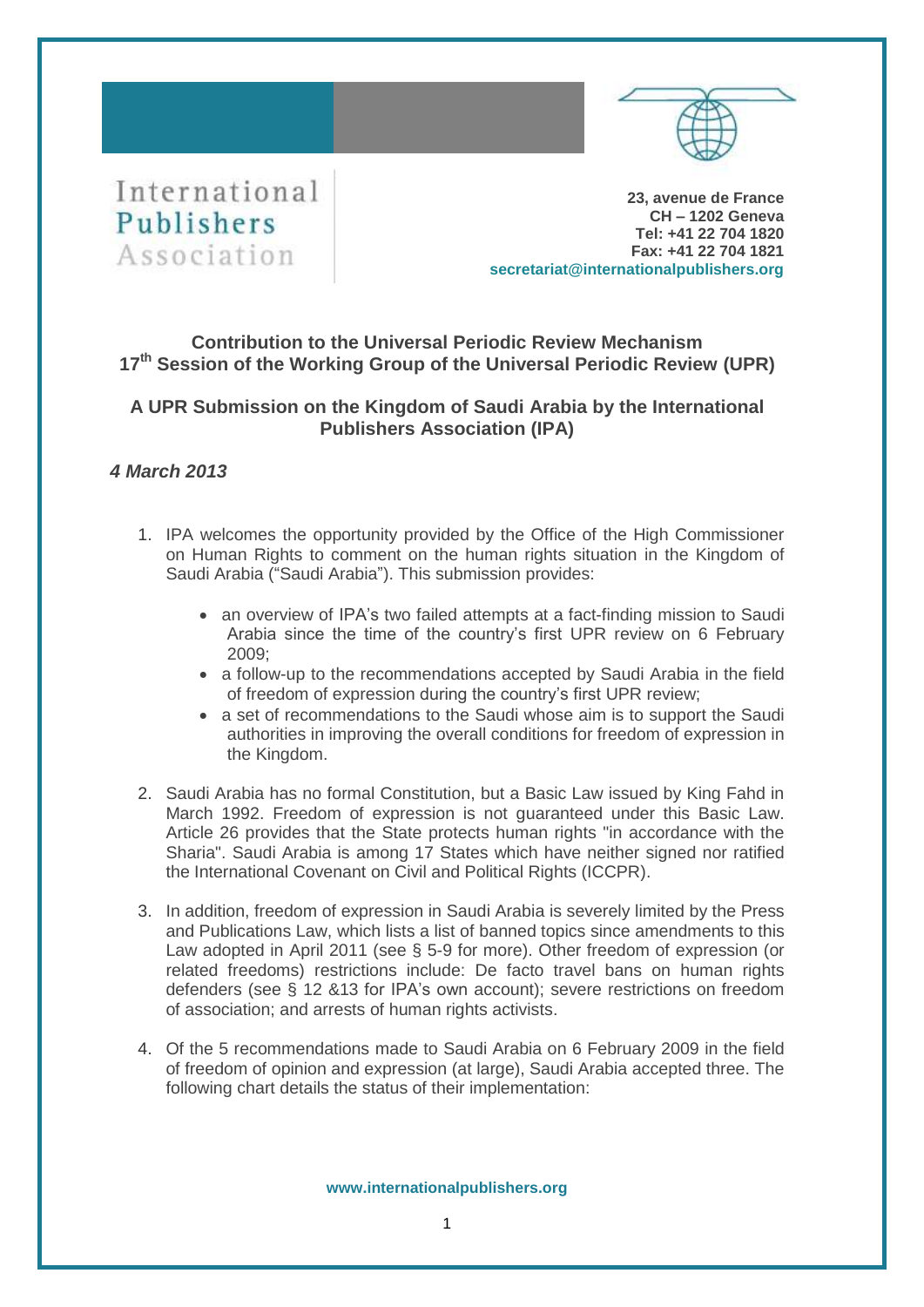International Publishers Association

**23, avenue de France**
**CH – 1202 Geneva**
**Tel: +41 22 704 1820**
**Fax: +41 22 704 1821**
**secretariat@internationalpublishers.org**

## Contribution to the Universal Periodic Review Mechanism 17th Session of the Working Group of the Universal Periodic Review (UPR)

## A UPR Submission on the Kingdom of Saudi Arabia by the International Publishers Association (IPA)

***4 March 2013***

1. IPA welcomes the opportunity provided by the Office of the High Commissioner on Human Rights to comment on the human rights situation in the Kingdom of Saudi Arabia ("Saudi Arabia"). This submission provides:
   - an overview of IPA's two failed attempts at a fact-finding mission to Saudi Arabia since the time of the country's first UPR review on 6 February 2009;
   - a follow-up to the recommendations accepted by Saudi Arabia in the field of freedom of expression during the country's first UPR review;
   - a set of recommendations to the Saudi whose aim is to support the Saudi authorities in improving the overall conditions for freedom of expression in the Kingdom.

2. Saudi Arabia has no formal Constitution, but a Basic Law issued by King Fahd in March 1992. Freedom of expression is not guaranteed under this Basic Law. Article 26 provides that the State protects human rights "in accordance with the Sharia". Saudi Arabia is among 17 States which have neither signed nor ratified the International Covenant on Civil and Political Rights (ICCPR).

3. In addition, freedom of expression in Saudi Arabia is severely limited by the Press and Publications Law, which lists a list of banned topics since amendments to this Law adopted in April 2011 (see § 5-9 for more). Other freedom of expression (or related freedoms) restrictions include: De facto travel bans on human rights defenders (see § 12 &13 for IPA's own account); severe restrictions on freedom of association; and arrests of human rights activists.

4. Of the 5 recommendations made to Saudi Arabia on 6 February 2009 in the field of freedom of opinion and expression (at large), Saudi Arabia accepted three. The following chart details the status of their implementation: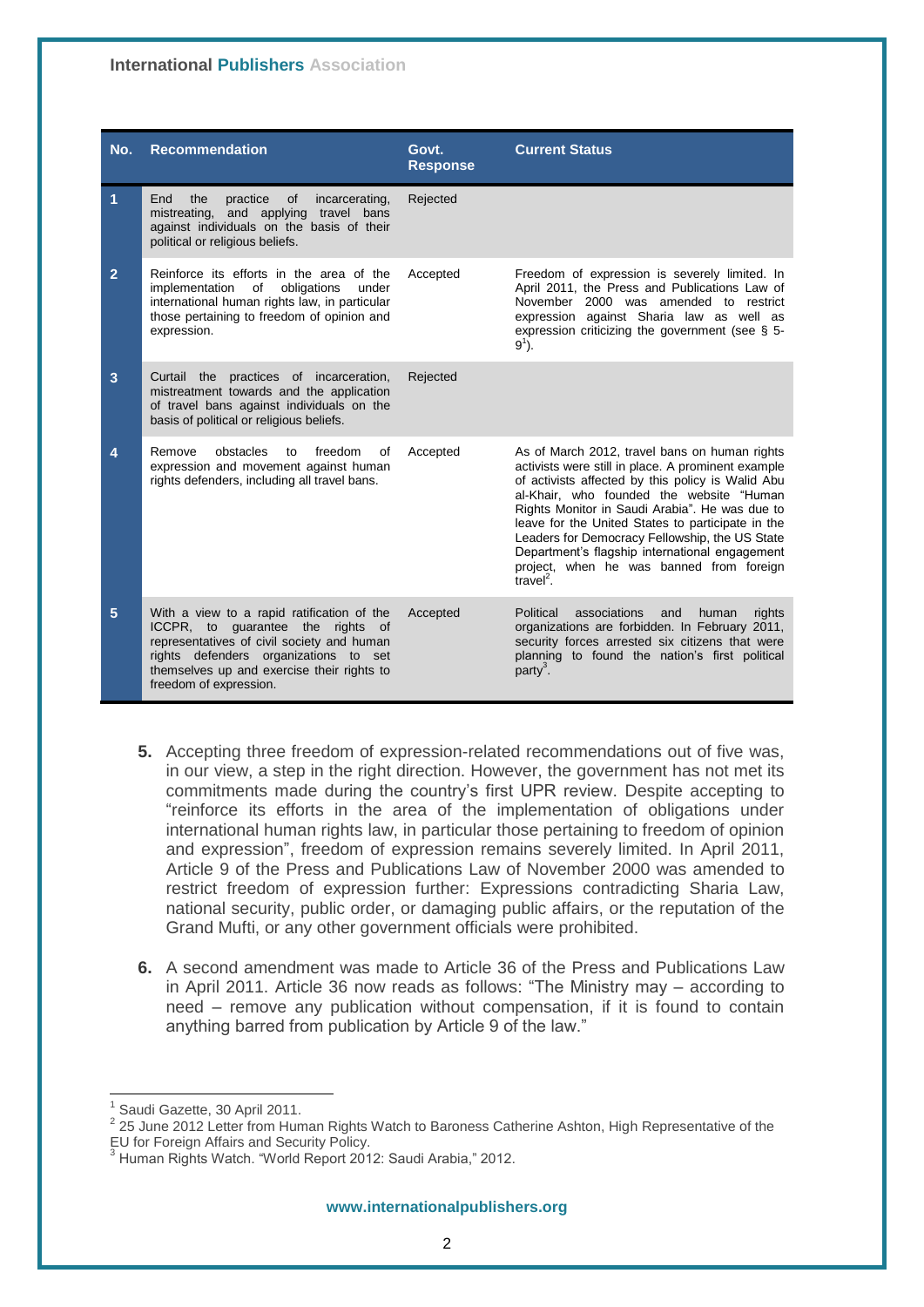| No. | Recommendation | Govt. Response | Current Status |
|---|---|---|---|
| 1 | End the practice of incarcerating, mistreating, and applying travel bans against individuals on the basis of their political or religious beliefs. | Rejected | |
| 2 | Reinforce its efforts in the area of the implementation of obligations under international human rights law, in particular those pertaining to freedom of opinion and expression. | Accepted | Freedom of expression is severely limited. In April 2011, the Press and Publications Law of November 2000 was amended to restrict expression against Sharia law as well as expression criticizing the government (see § 5-9[1]). |
| 3 | Curtail the practices of incarceration, mistreatment towards and the application of travel bans against individuals on the basis of political or religious beliefs. | Rejected | |
| 4 | Remove obstacles to freedom of expression and movement against human rights defenders, including all travel bans. | Accepted | As of March 2012, travel bans on human rights activists were still in place. A prominent example of activists affected by this policy is Walid Abu al-Khair, who founded the website "Human Rights Monitor in Saudi Arabia". He was due to leave for the United States to participate in the Leaders for Democracy Fellowship, the US State Department's flagship international engagement project, when he was banned from foreign travel[2]. |
| 5 | With a view to a rapid ratification of the ICCPR, to guarantee the rights of representatives of civil society and human rights defenders organizations to set themselves up and exercise their rights to freedom of expression. | Accepted | Political associations and human rights organizations are forbidden. In February 2011, security forces arrested six citizens that were planning to found the nation's first political party[3]. |

5. Accepting three freedom of expression-related recommendations out of five was, in our view, a step in the right direction. However, the government has not met its commitments made during the country's first UPR review. Despite accepting to "reinforce its efforts in the area of the implementation of obligations under international human rights law, in particular those pertaining to freedom of opinion and expression", freedom of expression remains severely limited. In April 2011, Article 9 of the Press and Publications Law of November 2000 was amended to restrict freedom of expression further: Expressions contradicting Sharia Law, national security, public order, or damaging public affairs, or the reputation of the Grand Mufti, or any other government officials were prohibited.

6. A second amendment was made to Article 36 of the Press and Publications Law in April 2011. Article 36 now reads as follows: "The Ministry may – according to need – remove any publication without compensation, if it is found to contain anything barred from publication by Article 9 of the law."

---

[1] Saudi Gazette, 30 April 2011.

[2] 25 June 2012 Letter from Human Rights Watch to Baroness Catherine Ashton, High Representative of the EU for Foreign Affairs and Security Policy.

[3] Human Rights Watch. "World Report 2012: Saudi Arabia," 2012.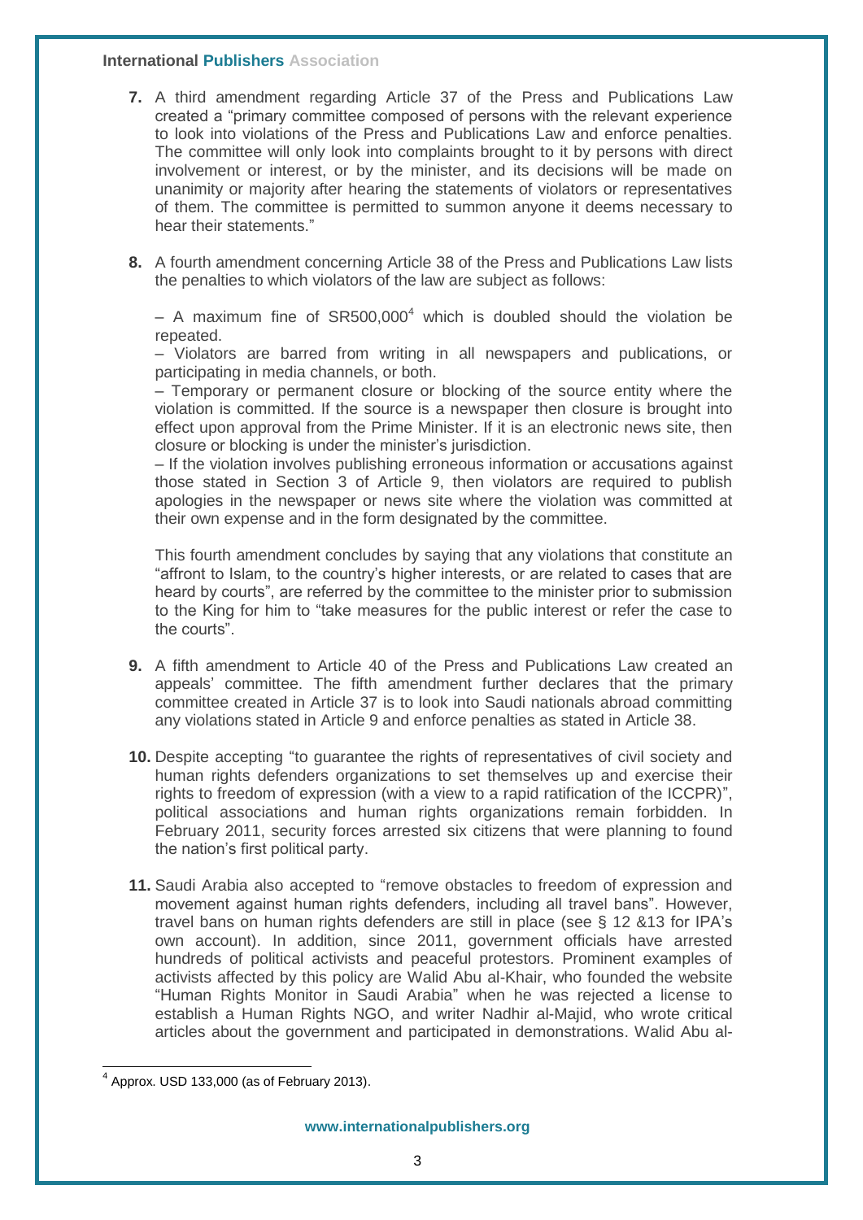7. A third amendment regarding Article 37 of the Press and Publications Law created a "primary committee composed of persons with the relevant experience to look into violations of the Press and Publications Law and enforce penalties. The committee will only look into complaints brought to it by persons with direct involvement or interest, or by the minister, and its decisions will be made on unanimity or majority after hearing the statements of violators or representatives of them. The committee is permitted to summon anyone it deems necessary to hear their statements."

8. A fourth amendment concerning Article 38 of the Press and Publications Law lists the penalties to which violators of the law are subject as follows:

   – A maximum fine of SR500,000[4] which is doubled should the violation be repeated.
   – Violators are barred from writing in all newspapers and publications, or participating in media channels, or both.
   – Temporary or permanent closure or blocking of the source entity where the violation is committed. If the source is a newspaper then closure is brought into effect upon approval from the Prime Minister. If it is an electronic news site, then closure or blocking is under the minister's jurisdiction.
   – If the violation involves publishing erroneous information or accusations against those stated in Section 3 of Article 9, then violators are required to publish apologies in the newspaper or news site where the violation was committed at their own expense and in the form designated by the committee.

   This fourth amendment concludes by saying that any violations that constitute an "affront to Islam, to the country's higher interests, or are related to cases that are heard by courts", are referred by the committee to the minister prior to submission to the King for him to "take measures for the public interest or refer the case to the courts".

9. A fifth amendment to Article 40 of the Press and Publications Law created an appeals' committee. The fifth amendment further declares that the primary committee created in Article 37 is to look into Saudi nationals abroad committing any violations stated in Article 9 and enforce penalties as stated in Article 38.

10. Despite accepting "to guarantee the rights of representatives of civil society and human rights defenders organizations to set themselves up and exercise their rights to freedom of expression (with a view to a rapid ratification of the ICCPR)", political associations and human rights organizations remain forbidden. In February 2011, security forces arrested six citizens that were planning to found the nation's first political party.

11. Saudi Arabia also accepted to "remove obstacles to freedom of expression and movement against human rights defenders, including all travel bans". However, travel bans on human rights defenders are still in place (see § 12 &13 for IPA's own account). In addition, since 2011, government officials have arrested hundreds of political activists and peaceful protestors. Prominent examples of activists affected by this policy are Walid Abu al-Khair, who founded the website "Human Rights Monitor in Saudi Arabia" when he was rejected a license to establish a Human Rights NGO, and writer Nadhir al-Majid, who wrote critical articles about the government and participated in demonstrations. Walid Abu al-

[4] Approx. USD 133,000 (as of February 2013).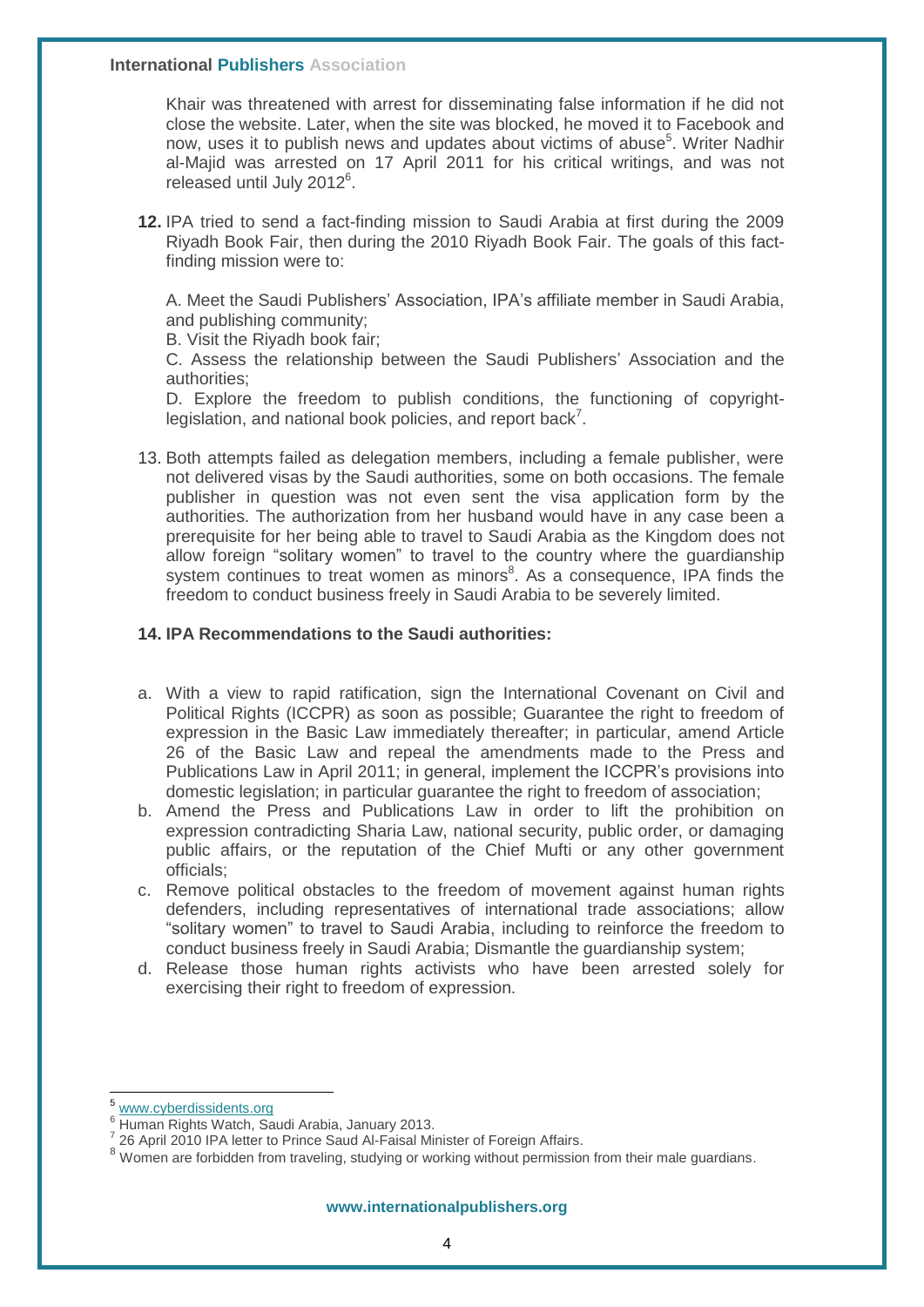Khair was threatened with arrest for disseminating false information if he did not close the website. Later, when the site was blocked, he moved it to Facebook and now, uses it to publish news and updates about victims of abuse[5]. Writer Nadhir al-Majid was arrested on 17 April 2011 for his critical writings, and was not released until July 2012[6].

**12.** IPA tried to send a fact-finding mission to Saudi Arabia at first during the 2009 Riyadh Book Fair, then during the 2010 Riyadh Book Fair. The goals of this fact-finding mission were to:

A. Meet the Saudi Publishers' Association, IPA's affiliate member in Saudi Arabia, and publishing community;
B. Visit the Riyadh book fair;
C. Assess the relationship between the Saudi Publishers' Association and the authorities;
D. Explore the freedom to publish conditions, the functioning of copyright-legislation, and national book policies, and report back[7].

13. Both attempts failed as delegation members, including a female publisher, were not delivered visas by the Saudi authorities, some on both occasions. The female publisher in question was not even sent the visa application form by the authorities. The authorization from her husband would have in any case been a prerequisite for her being able to travel to Saudi Arabia as the Kingdom does not allow foreign "solitary women" to travel to the country where the guardianship system continues to treat women as minors[8]. As a consequence, IPA finds the freedom to conduct business freely in Saudi Arabia to be severely limited.

**14. IPA Recommendations to the Saudi authorities:**

a. With a view to rapid ratification, sign the International Covenant on Civil and Political Rights (ICCPR) as soon as possible; Guarantee the right to freedom of expression in the Basic Law immediately thereafter; in particular, amend Article 26 of the Basic Law and repeal the amendments made to the Press and Publications Law in April 2011; in general, implement the ICCPR's provisions into domestic legislation; in particular guarantee the right to freedom of association;
b. Amend the Press and Publications Law in order to lift the prohibition on expression contradicting Sharia Law, national security, public order, or damaging public affairs, or the reputation of the Chief Mufti or any other government officials;
c. Remove political obstacles to the freedom of movement against human rights defenders, including representatives of international trade associations; allow "solitary women" to travel to Saudi Arabia, including to reinforce the freedom to conduct business freely in Saudi Arabia; Dismantle the guardianship system;
d. Release those human rights activists who have been arrested solely for exercising their right to freedom of expression.

---

[5] www.cyberdissidents.org
[6] Human Rights Watch, Saudi Arabia, January 2013.
[7] 26 April 2010 IPA letter to Prince Saud Al-Faisal Minister of Foreign Affairs.
[8] Women are forbidden from traveling, studying or working without permission from their male guardians.